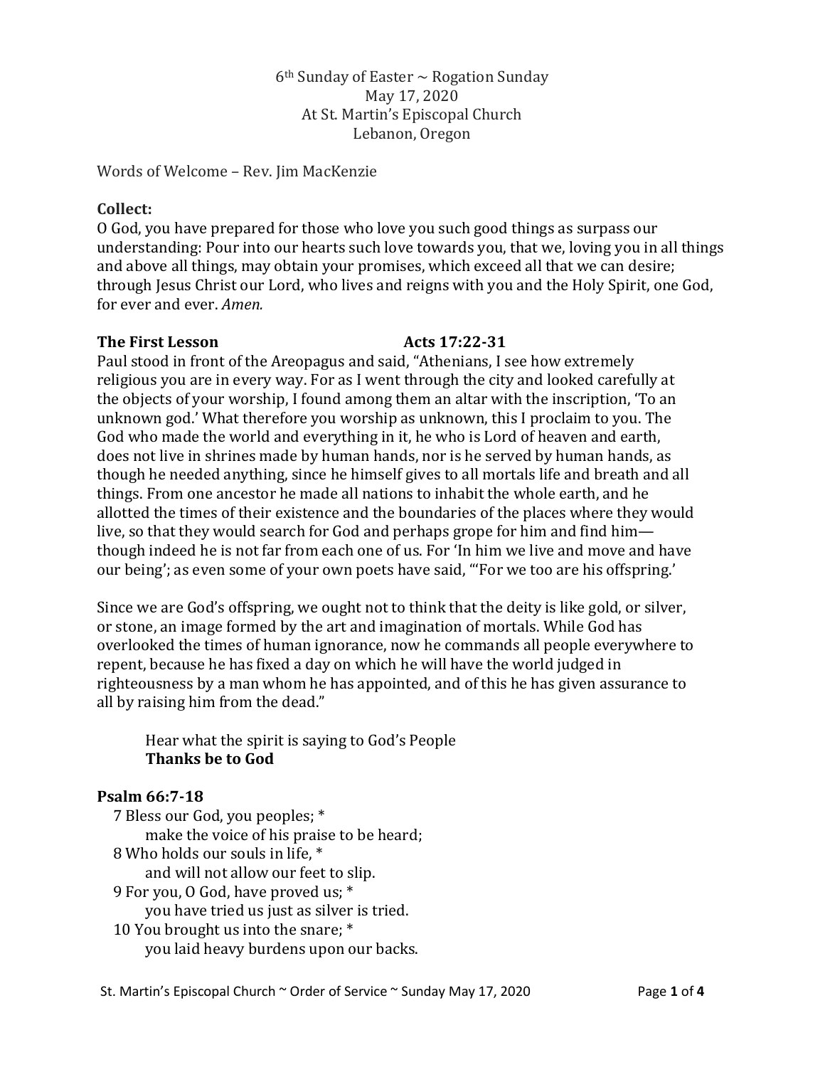6th Sunday of Easter ~ Rogation Sunday
May 17, 2020
At St. Martin's Episcopal Church
Lebanon, Oregon

Words of Welcome – Rev. Jim MacKenzie

**Collect:**
O God, you have prepared for those who love you such good things as surpass our understanding: Pour into our hearts such love towards you, that we, loving you in all things and above all things, may obtain your promises, which exceed all that we can desire; through Jesus Christ our Lord, who lives and reigns with you and the Holy Spirit, one God, for ever and ever. *Amen.*

**The First Lesson** **Acts 17:22-31**

Paul stood in front of the Areopagus and said, "Athenians, I see how extremely religious you are in every way. For as I went through the city and looked carefully at the objects of your worship, I found among them an altar with the inscription, 'To an unknown god.' What therefore you worship as unknown, this I proclaim to you. The God who made the world and everything in it, he who is Lord of heaven and earth, does not live in shrines made by human hands, nor is he served by human hands, as though he needed anything, since he himself gives to all mortals life and breath and all things. From one ancestor he made all nations to inhabit the whole earth, and he allotted the times of their existence and the boundaries of the places where they would live, so that they would search for God and perhaps grope for him and find him—though indeed he is not far from each one of us. For 'In him we live and move and have our being'; as even some of your own poets have said, "'For we too are his offspring.'

Since we are God's offspring, we ought not to think that the deity is like gold, or silver, or stone, an image formed by the art and imagination of mortals. While God has overlooked the times of human ignorance, now he commands all people everywhere to repent, because he has fixed a day on which he will have the world judged in righteousness by a man whom he has appointed, and of this he has given assurance to all by raising him from the dead."

Hear what the spirit is saying to God's People
**Thanks be to God**

**Psalm 66:7-18**

7 Bless our God, you peoples; *
make the voice of his praise to be heard;
8 Who holds our souls in life, *
and will not allow our feet to slip.
9 For you, O God, have proved us; *
you have tried us just as silver is tried.
10 You brought us into the snare; *
you laid heavy burdens upon our backs.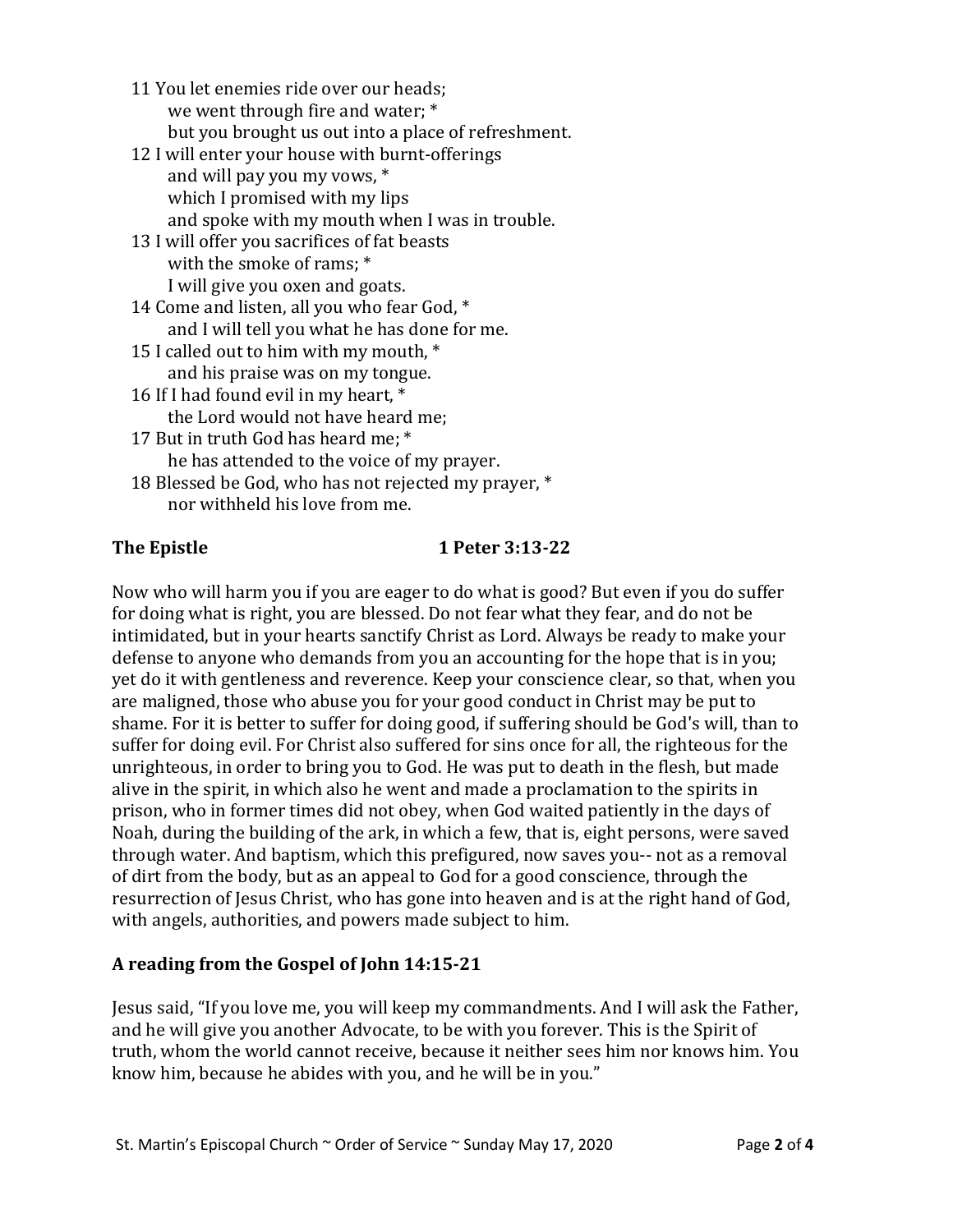11 You let enemies ride over our heads;
    we went through fire and water; *
    but you brought us out into a place of refreshment.

12 I will enter your house with burnt-offerings
    and will pay you my vows, *
    which I promised with my lips
    and spoke with my mouth when I was in trouble.

13 I will offer you sacrifices of fat beasts
    with the smoke of rams; *
    I will give you oxen and goats.

14 Come and listen, all you who fear God, *
    and I will tell you what he has done for me.

15 I called out to him with my mouth, *
    and his praise was on my tongue.

16 If I had found evil in my heart, *
    the Lord would not have heard me;

17 But in truth God has heard me; *
    he has attended to the voice of my prayer.

18 Blessed be God, who has not rejected my prayer, *
    nor withheld his love from me.

**The Epistle** **1 Peter 3:13-22**

Now who will harm you if you are eager to do what is good? But even if you do suffer for doing what is right, you are blessed. Do not fear what they fear, and do not be intimidated, but in your hearts sanctify Christ as Lord. Always be ready to make your defense to anyone who demands from you an accounting for the hope that is in you; yet do it with gentleness and reverence. Keep your conscience clear, so that, when you are maligned, those who abuse you for your good conduct in Christ may be put to shame. For it is better to suffer for doing good, if suffering should be God's will, than to suffer for doing evil. For Christ also suffered for sins once for all, the righteous for the unrighteous, in order to bring you to God. He was put to death in the flesh, but made alive in the spirit, in which also he went and made a proclamation to the spirits in prison, who in former times did not obey, when God waited patiently in the days of Noah, during the building of the ark, in which a few, that is, eight persons, were saved through water. And baptism, which this prefigured, now saves you-- not as a removal of dirt from the body, but as an appeal to God for a good conscience, through the resurrection of Jesus Christ, who has gone into heaven and is at the right hand of God, with angels, authorities, and powers made subject to him.

**A reading from the Gospel of John 14:15-21**

Jesus said, "If you love me, you will keep my commandments. And I will ask the Father, and he will give you another Advocate, to be with you forever. This is the Spirit of truth, whom the world cannot receive, because it neither sees him nor knows him. You know him, because he abides with you, and he will be in you."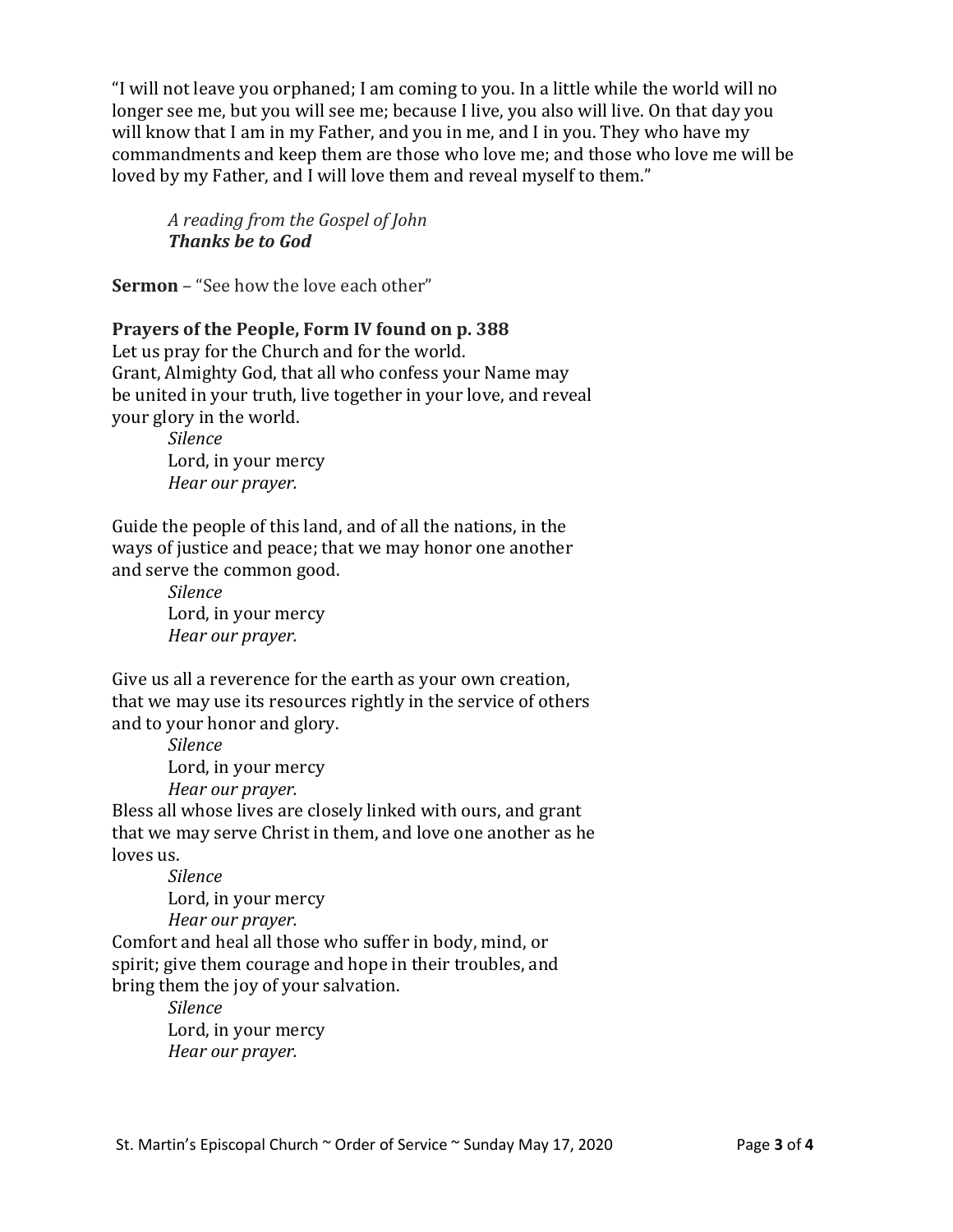"I will not leave you orphaned; I am coming to you. In a little while the world will no longer see me, but you will see me; because I live, you also will live. On that day you will know that I am in my Father, and you in me, and I in you. They who have my commandments and keep them are those who love me; and those who love me will be loved by my Father, and I will love them and reveal myself to them."

> *A reading from the Gospel of John*
> ***Thanks be to God***

**Sermon** – "See how the love each other"

**Prayers of the People, Form IV found on p. 388**

Let us pray for the Church and for the world.
Grant, Almighty God, that all who confess your Name may be united in your truth, live together in your love, and reveal your glory in the world.

> *Silence*
> Lord, in your mercy
> *Hear our prayer.*

Guide the people of this land, and of all the nations, in the ways of justice and peace; that we may honor one another and serve the common good.

> *Silence*
> Lord, in your mercy
> *Hear our prayer.*

Give us all a reverence for the earth as your own creation, that we may use its resources rightly in the service of others and to your honor and glory.

> *Silence*
> Lord, in your mercy
> *Hear our prayer.*

Bless all whose lives are closely linked with ours, and grant that we may serve Christ in them, and love one another as he loves us.

> *Silence*
> Lord, in your mercy
> *Hear our prayer.*

Comfort and heal all those who suffer in body, mind, or spirit; give them courage and hope in their troubles, and bring them the joy of your salvation.

> *Silence*
> Lord, in your mercy
> *Hear our prayer.*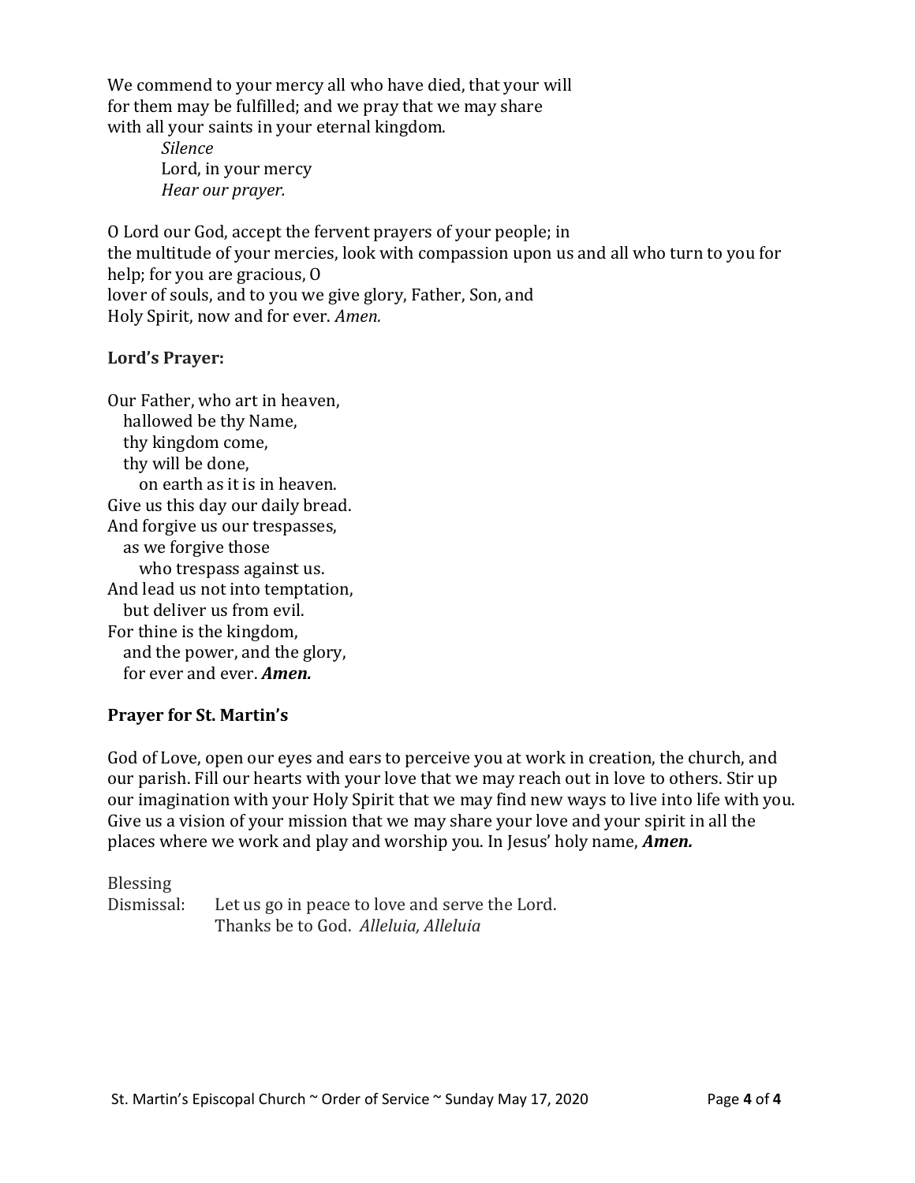We commend to your mercy all who have died, that your will
for them may be fulfilled; and we pray that we may share
with all your saints in your eternal kingdom.

*Silence*

Lord, in your mercy

*Hear our prayer.*

O Lord our God, accept the fervent prayers of your people; in
the multitude of your mercies, look with compassion upon us and all who turn to you for help; for you are gracious, O
lover of souls, and to you we give glory, Father, Son, and
Holy Spirit, now and for ever. *Amen.*

**Lord's Prayer:**

Our Father, who art in heaven,
hallowed be thy Name,
thy kingdom come,
thy will be done,
on earth as it is in heaven.
Give us this day our daily bread.
And forgive us our trespasses,
as we forgive those
who trespass against us.
And lead us not into temptation,
but deliver us from evil.
For thine is the kingdom,
and the power, and the glory,
for ever and ever. ***Amen.***

**Prayer for St. Martin's**

God of Love, open our eyes and ears to perceive you at work in creation, the church, and our parish. Fill our hearts with your love that we may reach out in love to others. Stir up our imagination with your Holy Spirit that we may find new ways to live into life with you. Give us a vision of your mission that we may share your love and your spirit in all the places where we work and play and worship you. In Jesus' holy name, ***Amen.***

Blessing

Dismissal: Let us go in peace to love and serve the Lord.
Thanks be to God. *Alleluia, Alleluia*